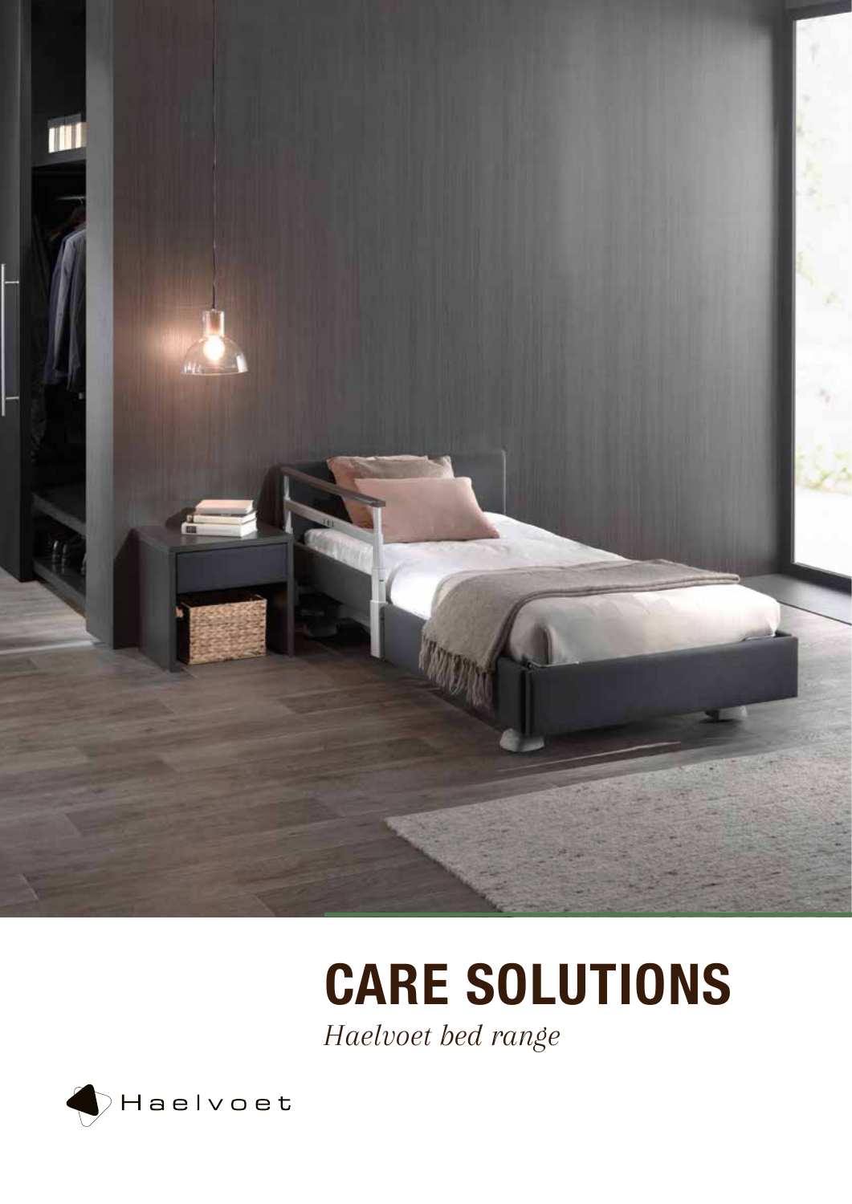# CARE SOLUTIONS

*Haelvoet bed range*

Haelvoet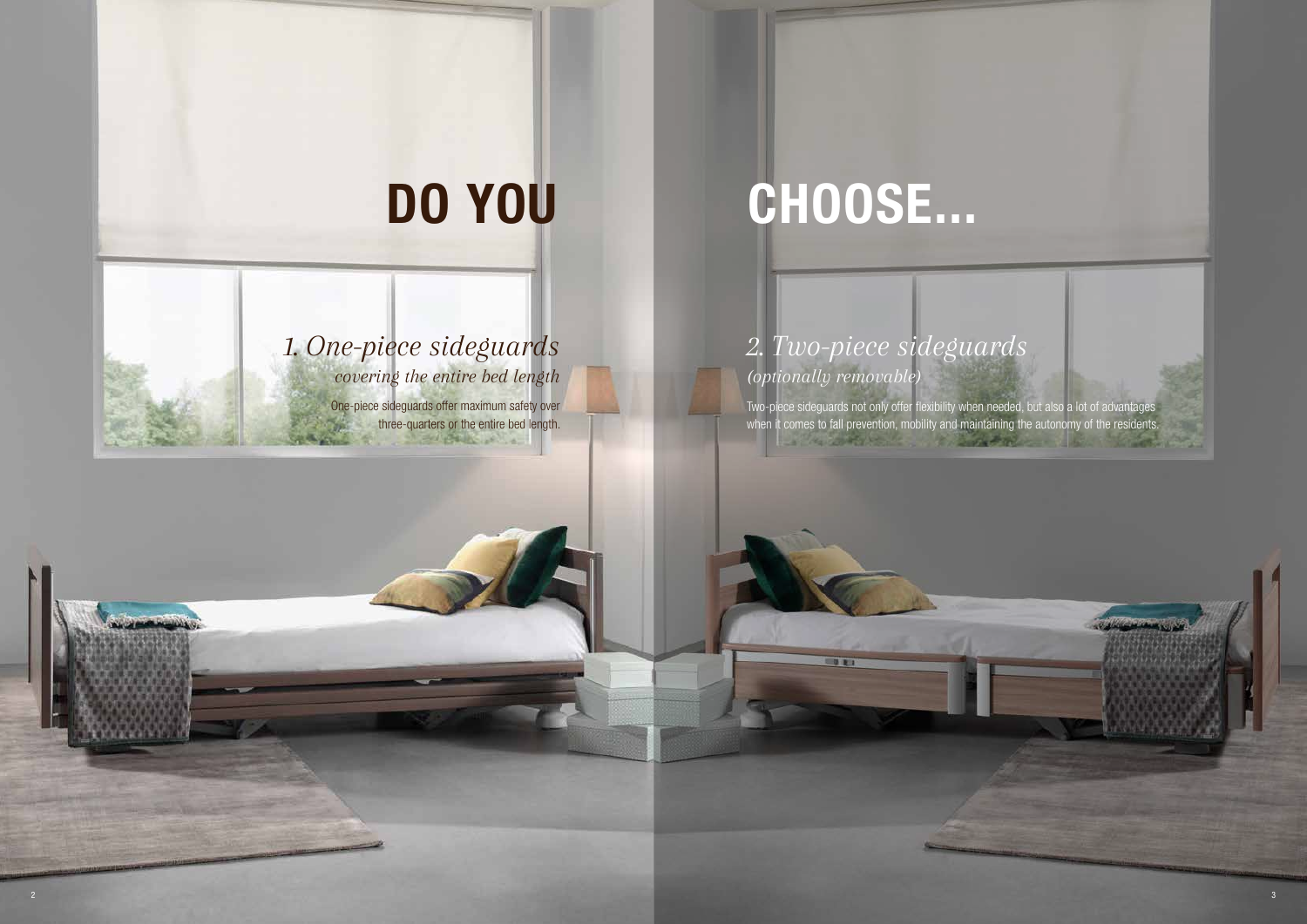# DO YOU CHOOSE...

## *1. One-piece sideguards*

*covering the entire bed length*

One-piece sideguards offer maximum safety over three-quarters or the entire bed length.

## *2. Two-piece sideguards*

*(optionally removable)*

Two-piece sideguards not only offer flexibility when needed, but also a lot of advantages when it comes to fall prevention, mobility and maintaining the autonomy of the residents.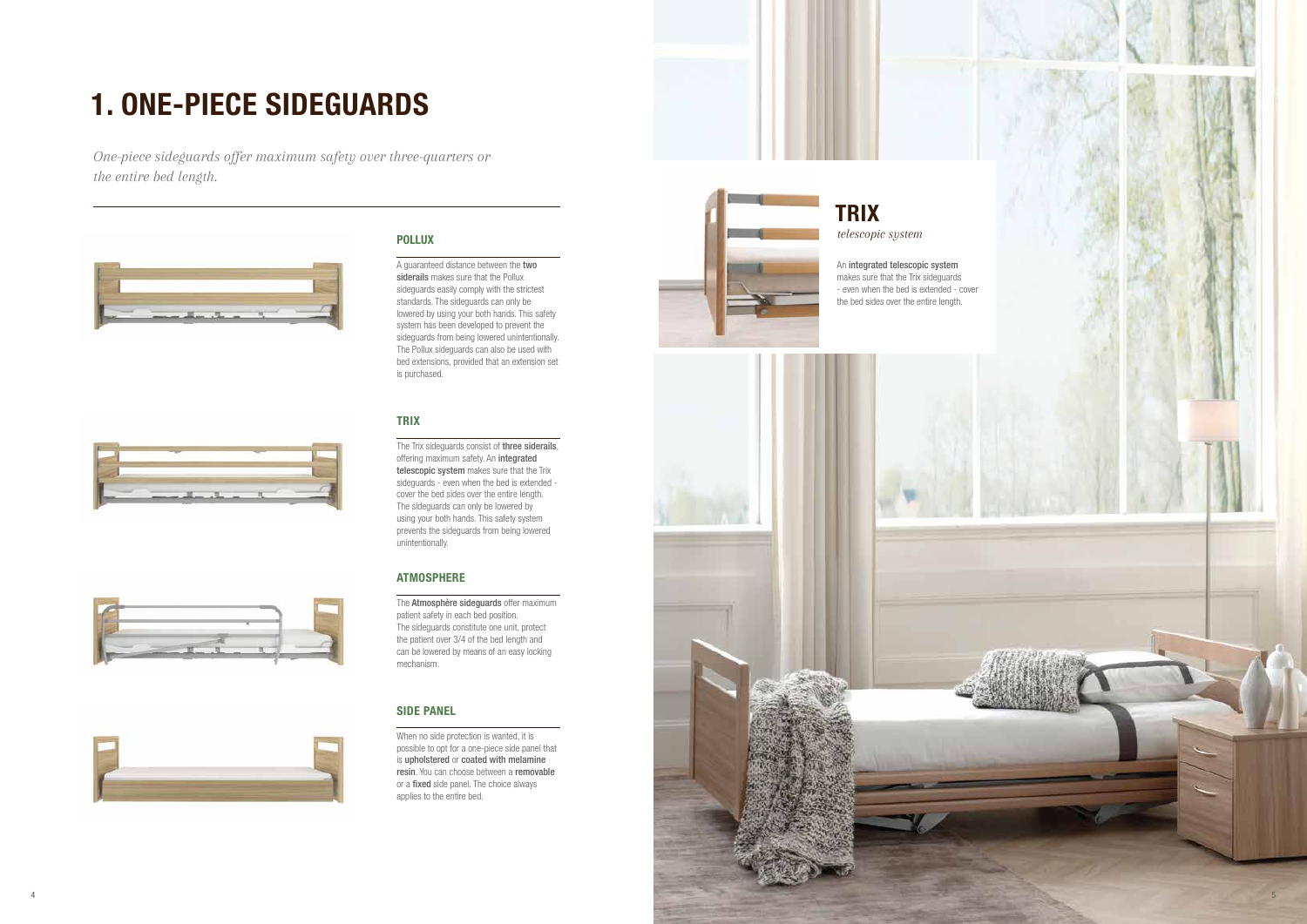# 1. ONE-PIECE SIDEGUARDS

*One-piece sideguards offer maximum safety over three-quarters or the entire bed length.*

### POLLUX

A guaranteed distance between the **two siderails** makes sure that the Pollux sideguards easily comply with the strictest standards. The sideguards can only be lowered by using your both hands. This safety system has been developed to prevent the sideguards from being lowered unintentionally. The Pollux sideguards can also be used with bed extensions, provided that an extension set is purchased.

### TRIX

The Trix sideguards consist of **three siderails**, offering maximum safety. An **integrated telescopic system** makes sure that the Trix sideguards - even when the bed is extended - cover the bed sides over the entire length. The sideguards can only be lowered by using your both hands. This safety system prevents the sideguards from being lowered unintentionally.

### ATMOSPHERE

The **Atmosphère sideguards** offer maximum patient safety in each bed position. The sideguards constitute one unit, protect the patient over 3/4 of the bed length and can be lowered by means of an easy locking mechanism.

### SIDE PANEL

When no side protection is wanted, it is possible to opt for a one-piece side panel that is **upholstered** or **coated with melamine resin**. You can choose between a **removable** or a **fixed** side panel. The choice always applies to the entire bed.

## TRIX

*telescopic system*

An **integrated telescopic system** makes sure that the Trix sideguards - even when the bed is extended - cover the bed sides over the entire length.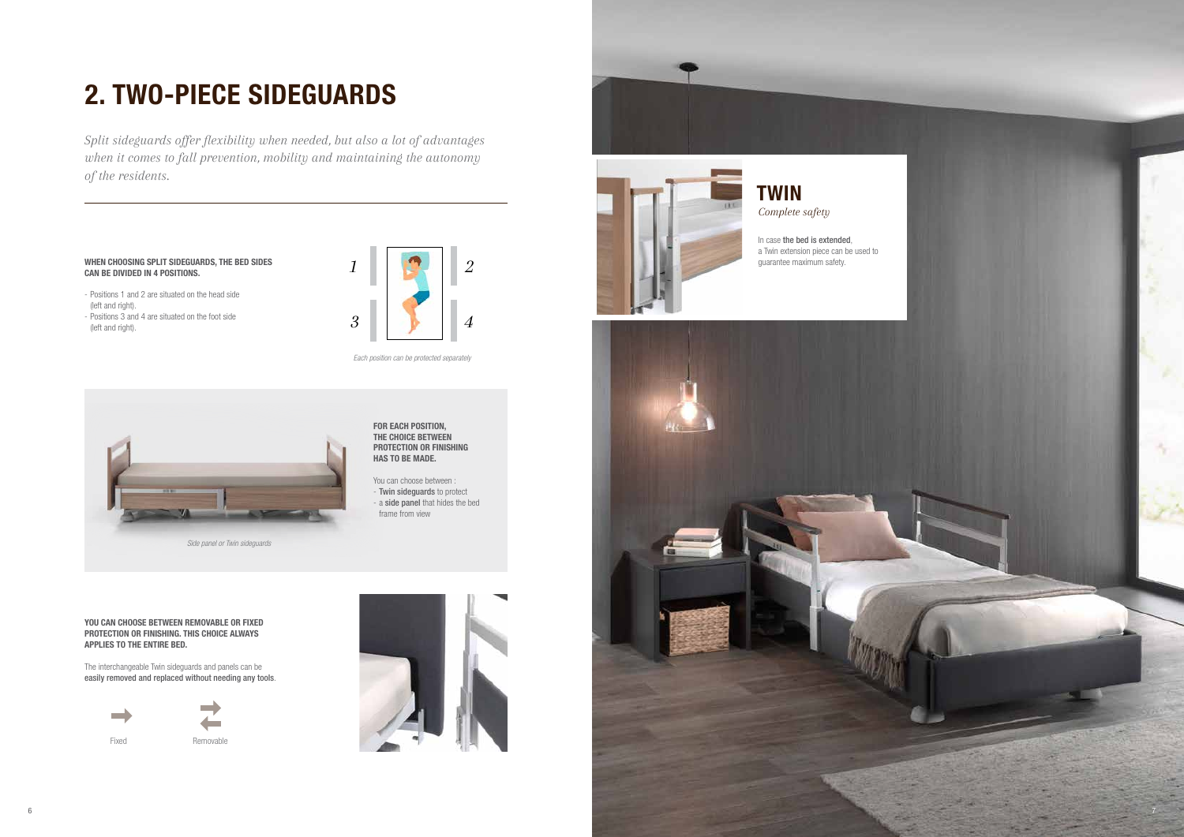# 2. TWO-PIECE SIDEGUARDS

*Split sideguards offer flexibility when needed, but also a lot of advantages when it comes to fall prevention, mobility and maintaining the autonomy of the residents.*

**WHEN CHOOSING SPLIT SIDEGUARDS, THE BED SIDES CAN BE DIVIDED IN 4 POSITIONS.**

- Positions 1 and 2 are situated on the head side (left and right).
- Positions 3 and 4 are situated on the foot side (left and right).

1 2 3 4

*Each position can be protected separately*

**FOR EACH POSITION, THE CHOICE BETWEEN PROTECTION OR FINISHING HAS TO BE MADE.**

You can choose between :
- **Twin sideguards** to protect
- a **side panel** that hides the bed frame from view

*Side panel or Twin sideguards*

**YOU CAN CHOOSE BETWEEN REMOVABLE OR FIXED PROTECTION OR FINISHING. THIS CHOICE ALWAYS APPLIES TO THE ENTIRE BED.**

The interchangeable Twin sideguards and panels can be **easily removed and replaced without needing any tools**.

Fixed

Removable

## TWIN

*Complete safety*

In case **the bed is extended**, a Twin extension piece can be used to guarantee maximum safety.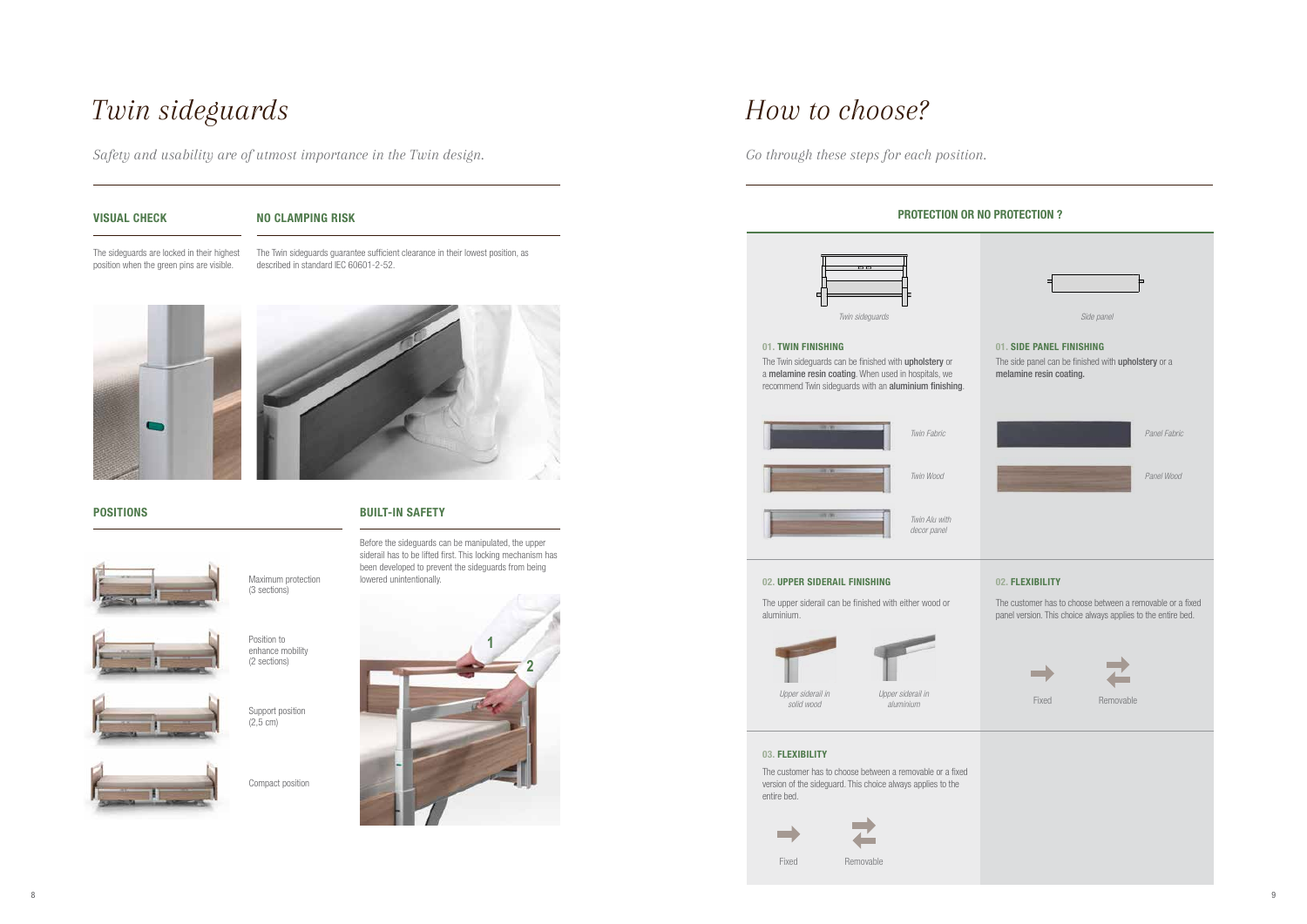# *Twin sideguards*

*Safety and usability are of utmost importance in the Twin design.*

### VISUAL CHECK

The sideguards are locked in their highest position when the green pins are visible.

### NO CLAMPING RISK

The Twin sideguards guarantee sufficient clearance in their lowest position, as described in standard IEC 60601-2-52.

### POSITIONS

Maximum protection (3 sections)

Position to enhance mobility (2 sections)

Support position (2,5 cm)

Compact position

### BUILT-IN SAFETY

Before the sideguards can be manipulated, the upper siderail has to be lifted first. This locking mechanism has been developed to prevent the sideguards from being lowered unintentionally.

1

2

# *How to choose?*

*Go through these steps for each position.*

### PROTECTION OR NO PROTECTION ?

*Twin sideguards*

*Side panel*

#### 01. TWIN FINISHING

The Twin sideguards can be finished with **upholstery** or a **melamine resin coating**. When used in hospitals, we recommend Twin sideguards with an **aluminium finishing**.

*Twin Fabric*

*Twin Wood*

*Twin Alu with decor panel*

#### 02. UPPER SIDERAIL FINISHING

The upper siderail can be finished with either wood or aluminium.

*Upper siderail in solid wood*

*Upper siderail in aluminium*

#### 03. FLEXIBILITY

The customer has to choose between a removable or a fixed version of the sideguard. This choice always applies to the entire bed.

Fixed

Removable

#### 01. SIDE PANEL FINISHING

The side panel can be finished with **upholstery** or a **melamine resin coating.**

*Panel Fabric*

*Panel Wood*

#### 02. FLEXIBILITY

The customer has to choose between a removable or a fixed panel version. This choice always applies to the entire bed.

Fixed

Removable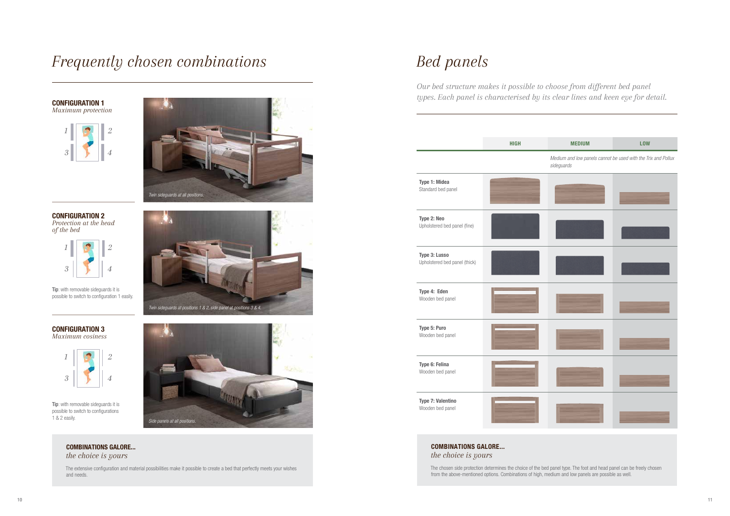# Frequently chosen combinations

**CONFIGURATION 1**
*Maximum protection*

1 2
3 4

*Twin sideguards at all positions.*

**CONFIGURATION 2**
*Protection at the head of the bed*

1 2
3 4

**Tip**: with removable sideguards it is possible to switch to configuration 1 easily.

*Twin sideguards at positions 1 & 2, side panel at positions 3 & 4.*

**CONFIGURATION 3**
*Maximum cosiness*

1 2
3 4

**Tip**: with removable sideguards it is possible to switch to configurations 1 & 2 easily.

*Side panels at all positions.*

**COMBINATIONS GALORE...**
*the choice is yours*

The extensive configuration and material possibilities make it possible to create a bed that perfectly meets your wishes and needs.

# Bed panels

*Our bed structure makes it possible to choose from different bed panel types. Each panel is characterised by its clear lines and keen eye for detail.*

| | HIGH | MEDIUM | LOW |
|---|---|---|---|
| | | *Medium and low panels cannot be used with the Trix and Pollux sideguards* | |
| **Type 1: Midea** Standard bed panel | | | |
| **Type 2: Neo** Upholstered bed panel (fine) | | | |
| **Type 3: Lusso** Upholstered bed panel (thick) | | | |
| **Type 4: Eden** Wooden bed panel | | | |
| **Type 5: Puro** Wooden bed panel | | | |
| **Type 6: Felina** Wooden bed panel | | | |
| **Type 7: Valentino** Wooden bed panel | | | |

**COMBINATIONS GALORE...**
*the choice is yours*

The chosen side protection determines the choice of the bed panel type. The foot and head panel can be freely chosen from the above-mentioned options. Combinations of high, medium and low panels are possible as well.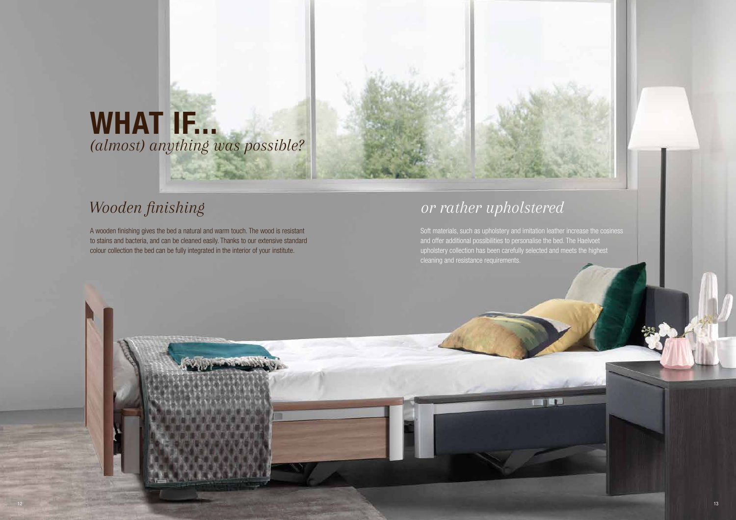# WHAT IF...

*(almost) anything was possible?*

## *Wooden finishing*

A wooden finishing gives the bed a natural and warm touch. The wood is resistant to stains and bacteria, and can be cleaned easily. Thanks to our extensive standard colour collection the bed can be fully integrated in the interior of your institute.

## *or rather upholstered*

Soft materials, such as upholstery and imitation leather increase the cosiness and offer additional possibilities to personalise the bed. The Haelvoet upholstery collection has been carefully selected and meets the highest cleaning and resistance requirements.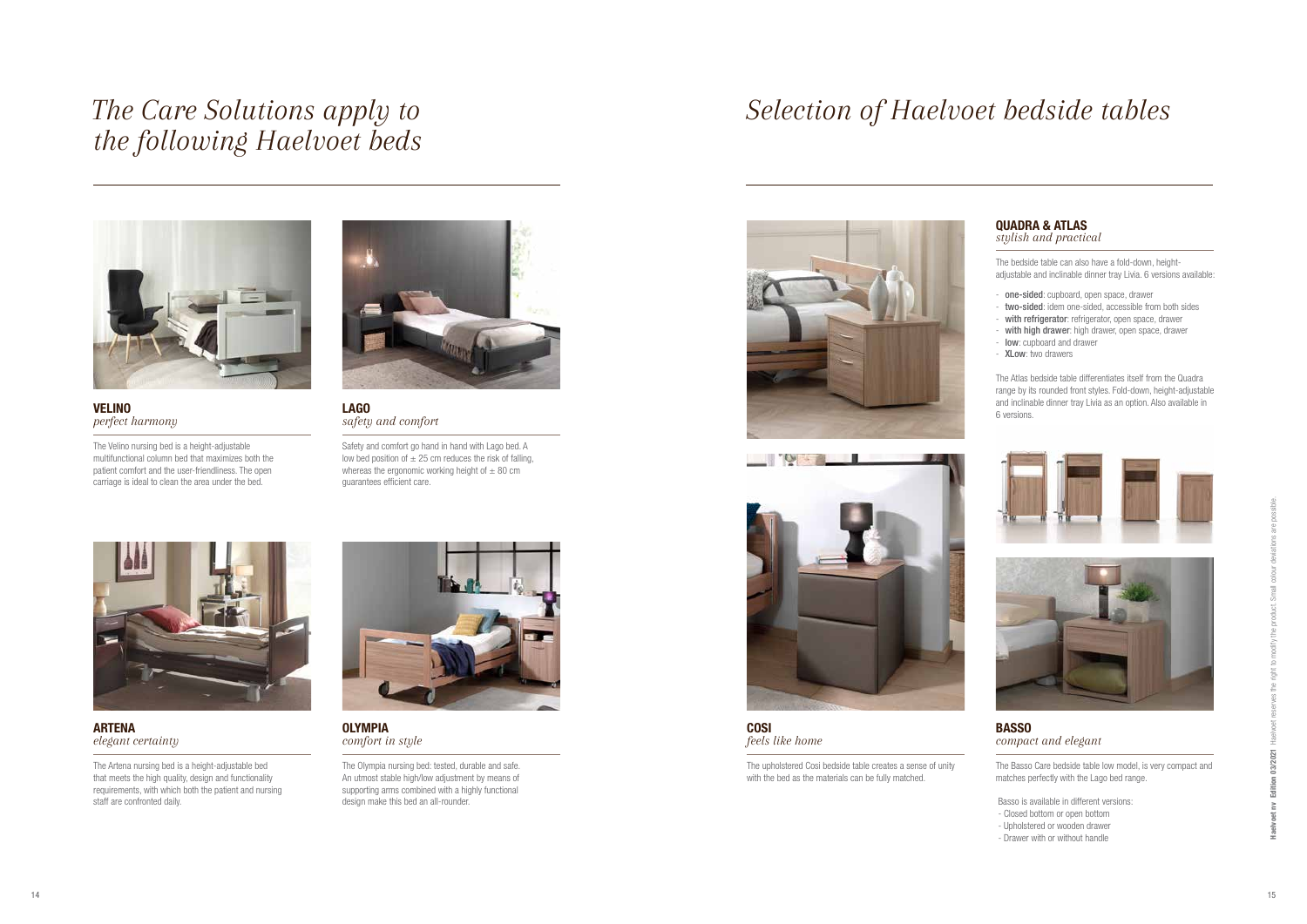# The Care Solutions apply to the following Haelvoet beds

**VELINO**
*perfect harmony*

The Velino nursing bed is a height-adjustable multifunctional column bed that maximizes both the patient comfort and the user-friendliness. The open carriage is ideal to clean the area under the bed.

**LAGO**
*safety and comfort*

Safety and comfort go hand in hand with Lago bed. A low bed position of ± 25 cm reduces the risk of falling, whereas the ergonomic working height of ± 80 cm guarantees efficient care.

**ARTENA**
*elegant certainty*

The Artena nursing bed is a height-adjustable bed that meets the high quality, design and functionality requirements, with which both the patient and nursing staff are confronted daily.

**OLYMPIA**
*comfort in style*

The Olympia nursing bed: tested, durable and safe. An utmost stable high/low adjustment by means of supporting arms combined with a highly functional design make this bed an all-rounder.

# Selection of Haelvoet bedside tables

**QUADRA & ATLAS**
*stylish and practical*

The bedside table can also have a fold-down, height-adjustable and inclinable dinner tray Livia. 6 versions available:

- **one-sided**: cupboard, open space, drawer
- **two-sided**: idem one-sided, accessible from both sides
- **with refrigerator**: refrigerator, open space, drawer
- **with high drawer**: high drawer, open space, drawer
- **low**: cupboard and drawer
- **XLow**: two drawers

The Atlas bedside table differentiates itself from the Quadra range by its rounded front styles. Fold-down, height-adjustable and inclinable dinner tray Livia as an option. Also available in 6 versions.

**COSI**
*feels like home*

The upholstered Cosi bedside table creates a sense of unity with the bed as the materials can be fully matched.

**BASSO**
*compact and elegant*

The Basso Care bedside table low model, is very compact and matches perfectly with the Lago bed range.

Basso is available in different versions:
- Closed bottom or open bottom
- Upholstered or wooden drawer
- Drawer with or without handle

**Haelvoet nv Edition 03/2021** Haelvoet reserves the right to modify the product. Small colour deviations are possible.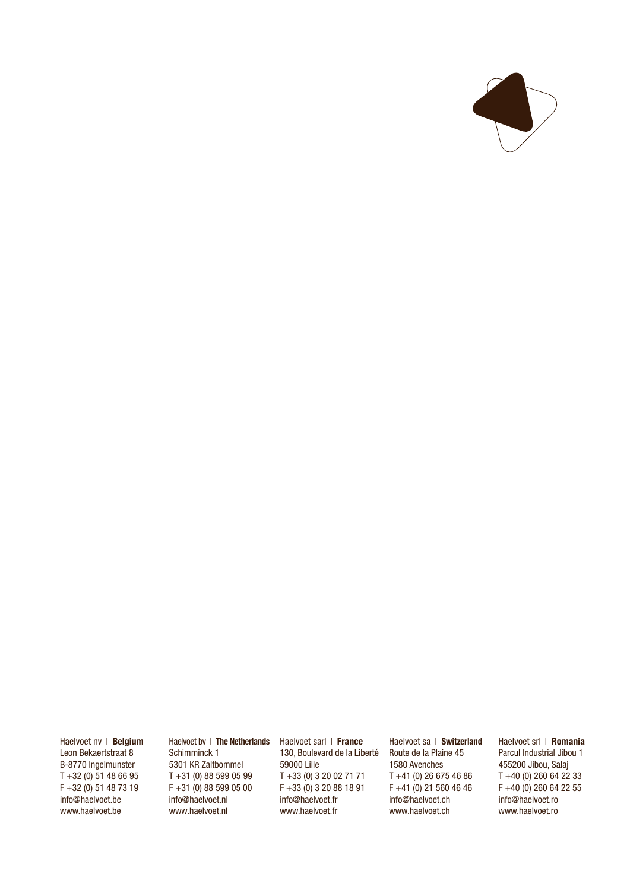Haelvoet nv | **Belgium**
Leon Bekaertstraat 8
B-8770 Ingelmunster
T +32 (0) 51 48 66 95
F +32 (0) 51 48 73 19
info@haelvoet.be
www.haelvoet.be

Haelvoet bv | **The Netherlands**
Schimminck 1
5301 KR Zaltbommel
T +31 (0) 88 599 05 99
F +31 (0) 88 599 05 00
info@haelvoet.nl
www.haelvoet.nl

Haelvoet sarl | **France**
130, Boulevard de la Liberté
59000 Lille
T +33 (0) 3 20 02 71 71
F +33 (0) 3 20 88 18 91
info@haelvoet.fr
www.haelvoet.fr

Haelvoet sa | **Switzerland**
Route de la Plaine 45
1580 Avenches
T +41 (0) 26 675 46 86
F +41 (0) 21 560 46 46
info@haelvoet.ch
www.haelvoet.ch

Haelvoet srl | **Romania**
Parcul Industrial Jibou 1
455200 Jibou, Salaj
T +40 (0) 260 64 22 33
F +40 (0) 260 64 22 55
info@haelvoet.ro
www.haelvoet.ro